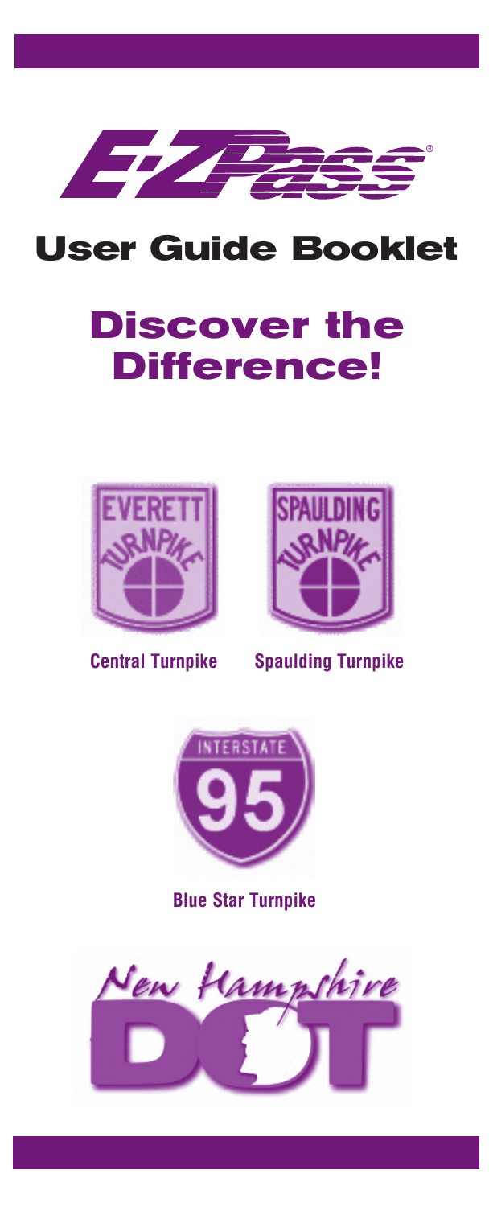# E-ZPass®

# User Guide Booklet

# Discover the Difference!

EVERETT TURNPIKE

**Central Turnpike**

SPAULDING TURNPIKE

**Spaulding Turnpike**

INTERSTATE 95

**Blue Star Turnpike**

New Hampshire DOT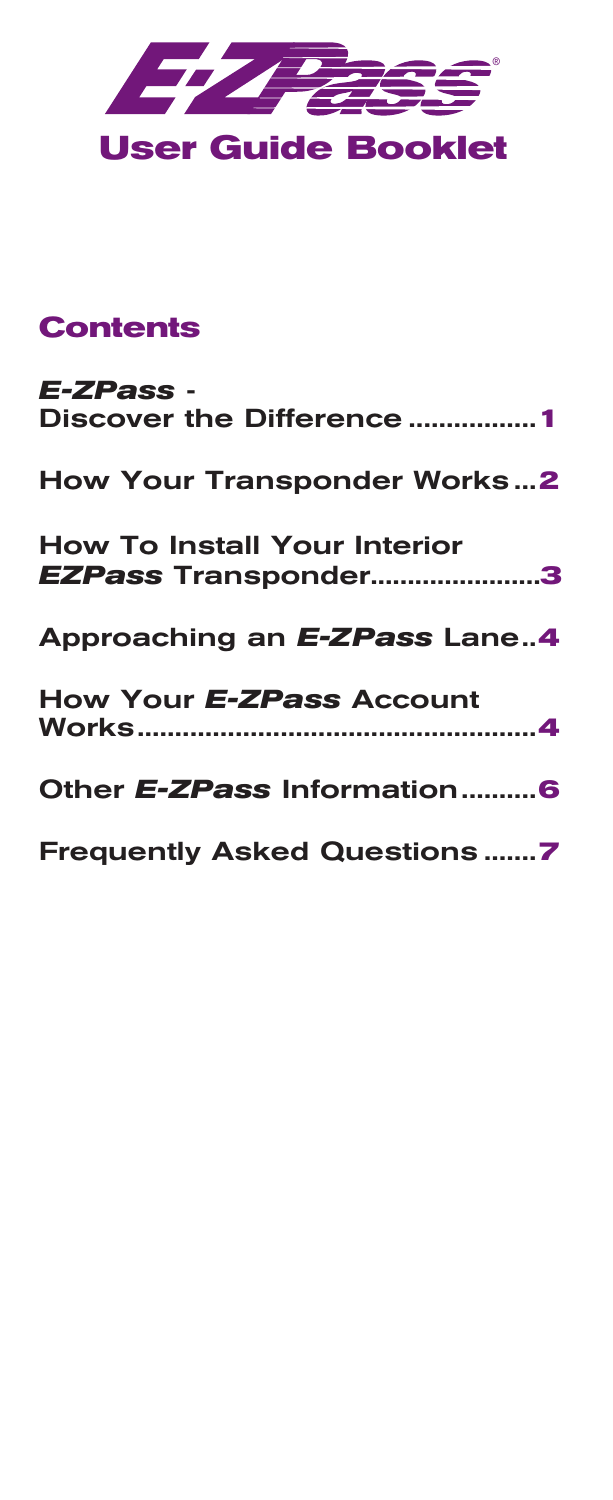# E-ZPass

## User Guide Booklet

## Contents

***E-ZPass* - Discover the Difference** ................1

**How Your Transponder Works** ...2

**How To Install Your Interior *EZPass* Transponder** ......................3

**Approaching an *E-ZPass* Lane**..4

**How Your *E-ZPass* Account Works** ....................................................4

**Other *E-ZPass* Information**..........6

**Frequently Asked Questions** .......7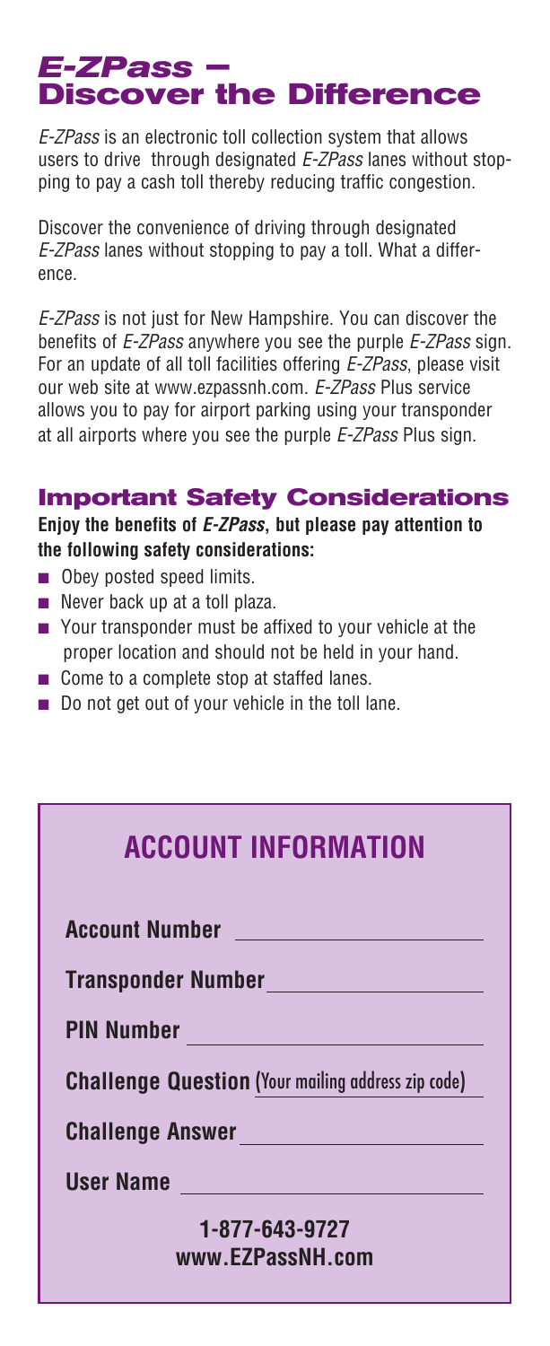# *E-ZPass* – Discover the Difference

*E-ZPass* is an electronic toll collection system that allows users to drive through designated *E-ZPass* lanes without stopping to pay a cash toll thereby reducing traffic congestion.

Discover the convenience of driving through designated *E-ZPass* lanes without stopping to pay a toll. What a difference.

*E-ZPass* is not just for New Hampshire. You can discover the benefits of *E-ZPass* anywhere you see the purple *E-ZPass* sign. For an update of all toll facilities offering *E-ZPass*, please visit our web site at www.ezpassnh.com. *E-ZPass* Plus service allows you to pay for airport parking using your transponder at all airports where you see the purple *E-ZPass* Plus sign.

## Important Safety Considerations

**Enjoy the benefits of *E-ZPass*, but please pay attention to the following safety considerations:**

- Obey posted speed limits.
- Never back up at a toll plaza.
- Your transponder must be affixed to your vehicle at the proper location and should not be held in your hand.
- Come to a complete stop at staffed lanes.
- Do not get out of your vehicle in the toll lane.

## ACCOUNT INFORMATION

**Account Number** ____________________

**Transponder Number** ____________________

**PIN Number** ____________________

**Challenge Question** (Your mailing address zip code)

**Challenge Answer** ____________________

**User Name** ____________________

**1-877-643-9727**
**www.EZPassNH.com**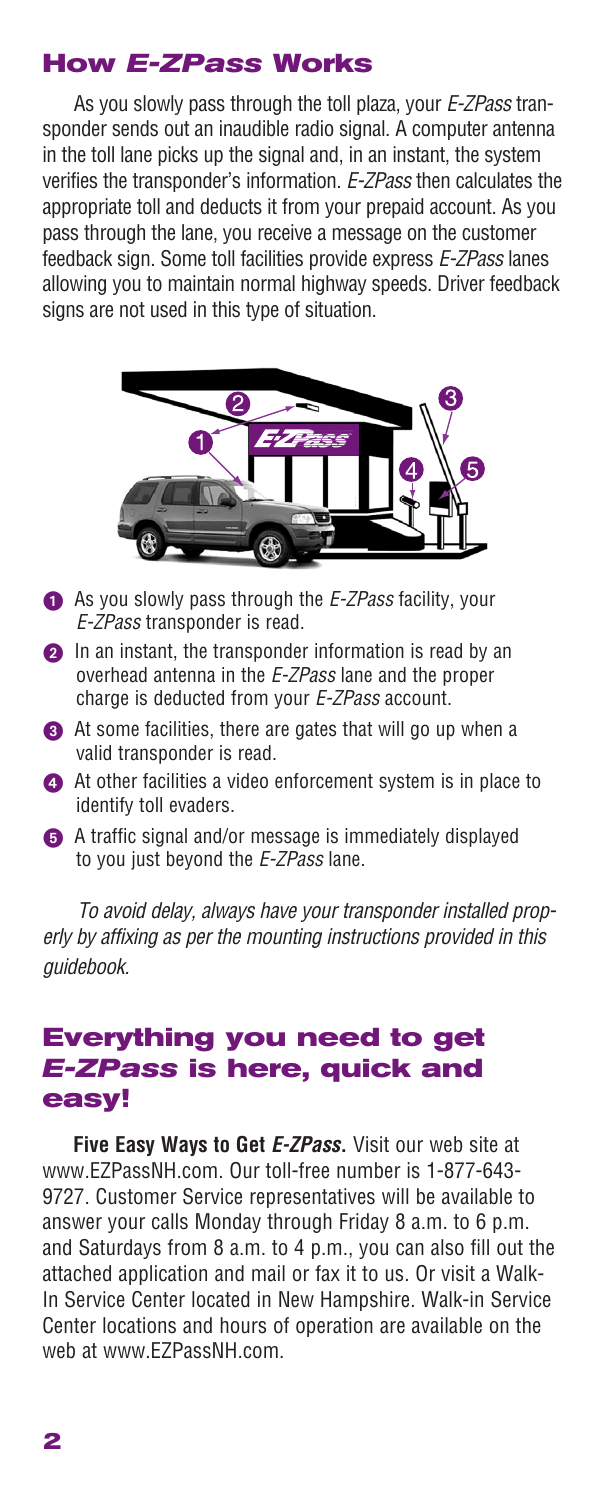## How *E-ZPass* Works

As you slowly pass through the toll plaza, your *E-ZPass* transponder sends out an inaudible radio signal. A computer antenna in the toll lane picks up the signal and, in an instant, the system verifies the transponder's information. *E-ZPass* then calculates the appropriate toll and deducts it from your prepaid account. As you pass through the lane, you receive a message on the customer feedback sign. Some toll facilities provide express *E-ZPass* lanes allowing you to maintain normal highway speeds. Driver feedback signs are not used in this type of situation.

1. As you slowly pass through the *E-ZPass* facility, your *E-ZPass* transponder is read.
2. In an instant, the transponder information is read by an overhead antenna in the *E-ZPass* lane and the proper charge is deducted from your *E-ZPass* account.
3. At some facilities, there are gates that will go up when a valid transponder is read.
4. At other facilities a video enforcement system is in place to identify toll evaders.
5. A traffic signal and/or message is immediately displayed to you just beyond the *E-ZPass* lane.

*To avoid delay, always have your transponder installed properly by affixing as per the mounting instructions provided in this guidebook.*

## Everything you need to get *E-ZPass* is here, quick and easy!

**Five Easy Ways to Get *E-ZPass*.** Visit our web site at www.EZPassNH.com. Our toll-free number is 1-877-643-9727. Customer Service representatives will be available to answer your calls Monday through Friday 8 a.m. to 6 p.m. and Saturdays from 8 a.m. to 4 p.m., you can also fill out the attached application and mail or fax it to us. Or visit a Walk-In Service Center located in New Hampshire. Walk-in Service Center locations and hours of operation are available on the web at www.EZPassNH.com.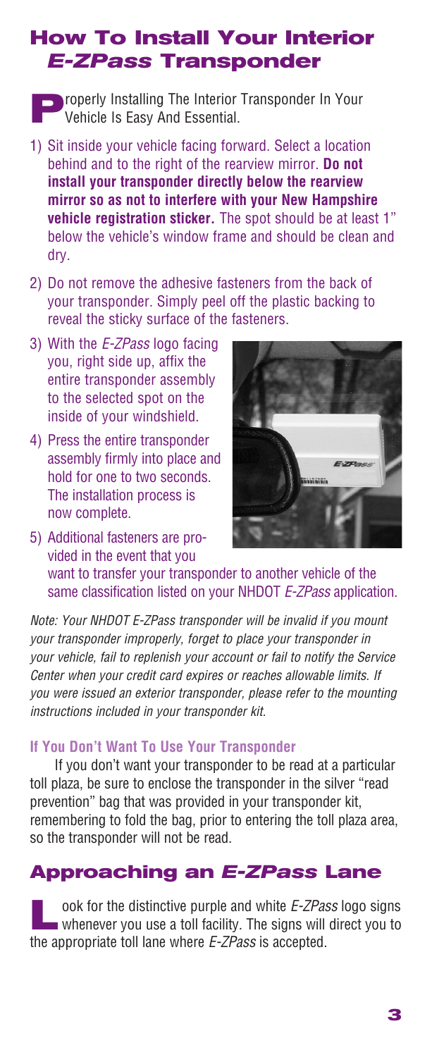# How To Install Your Interior *E-ZPass* Transponder

**P**roperly Installing The Interior Transponder In Your Vehicle Is Easy And Essential.

1) Sit inside your vehicle facing forward. Select a location behind and to the right of the rearview mirror. **Do not install your transponder directly below the rearview mirror so as not to interfere with your New Hampshire vehicle registration sticker.** The spot should be at least 1" below the vehicle's window frame and should be clean and dry.
2) Do not remove the adhesive fasteners from the back of your transponder. Simply peel off the plastic backing to reveal the sticky surface of the fasteners.
3) With the *E-ZPass* logo facing you, right side up, affix the entire transponder assembly to the selected spot on the inside of your windshield.
4) Press the entire transponder assembly firmly into place and hold for one to two seconds. The installation process is now complete.
5) Additional fasteners are provided in the event that you want to transfer your transponder to another vehicle of the same classification listed on your NHDOT *E-ZPass* application.

*Note: Your NHDOT E-ZPass transponder will be invalid if you mount your transponder improperly, forget to place your transponder in your vehicle, fail to replenish your account or fail to notify the Service Center when your credit card expires or reaches allowable limits. If you were issued an exterior transponder, please refer to the mounting instructions included in your transponder kit.*

### If You Don't Want To Use Your Transponder

If you don't want your transponder to be read at a particular toll plaza, be sure to enclose the transponder in the silver "read prevention" bag that was provided in your transponder kit, remembering to fold the bag, prior to entering the toll plaza area, so the transponder will not be read.

# Approaching an *E-ZPass* Lane

**L**ook for the distinctive purple and white *E-ZPass* logo signs whenever you use a toll facility. The signs will direct you to the appropriate toll lane where *E-ZPass* is accepted.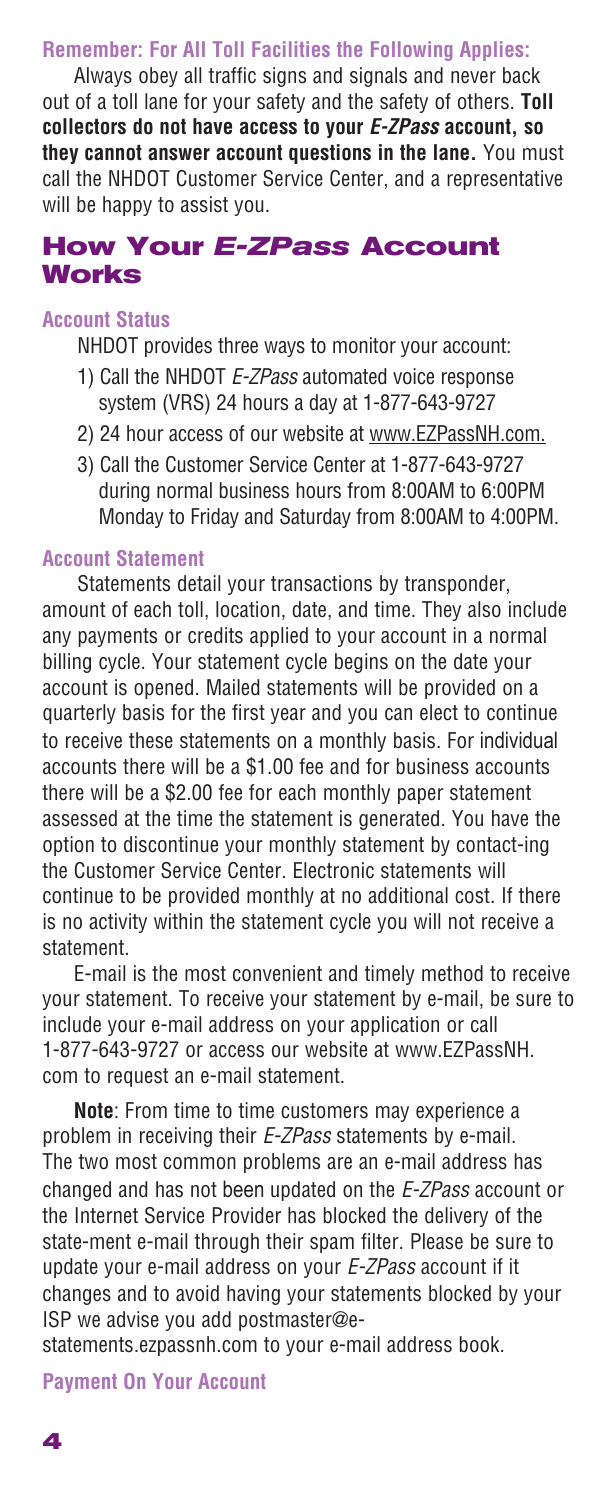**Remember: For All Toll Facilities the Following Applies:**

Always obey all traffic signs and signals and never back out of a toll lane for your safety and the safety of others. **Toll collectors do not have access to your *E-ZPass* account, so they cannot answer account questions in the lane.** You must call the NHDOT Customer Service Center, and a representative will be happy to assist you.

## How Your *E-ZPass* Account Works

**Account Status**

NHDOT provides three ways to monitor your account:

1) Call the NHDOT *E-ZPass* automated voice response system (VRS) 24 hours a day at 1-877-643-9727
2) 24 hour access of our website at www.EZPassNH.com.
3) Call the Customer Service Center at 1-877-643-9727 during normal business hours from 8:00AM to 6:00PM Monday to Friday and Saturday from 8:00AM to 4:00PM.

**Account Statement**

Statements detail your transactions by transponder, amount of each toll, location, date, and time. They also include any payments or credits applied to your account in a normal billing cycle. Your statement cycle begins on the date your account is opened. Mailed statements will be provided on a quarterly basis for the first year and you can elect to continue to receive these statements on a monthly basis. For individual accounts there will be a $1.00 fee and for business accounts there will be a $2.00 fee for each monthly paper statement assessed at the time the statement is generated. You have the option to discontinue your monthly statement by contact-ing the Customer Service Center. Electronic statements will continue to be provided monthly at no additional cost. If there is no activity within the statement cycle you will not receive a statement.

E-mail is the most convenient and timely method to receive your statement. To receive your statement by e-mail, be sure to include your e-mail address on your application or call 1-877-643-9727 or access our website at www.EZPassNH.com to request an e-mail statement.

**Note**: From time to time customers may experience a problem in receiving their *E-ZPass* statements by e-mail. The two most common problems are an e-mail address has changed and has not been updated on the *E-ZPass* account or the Internet Service Provider has blocked the delivery of the state-ment e-mail through their spam filter. Please be sure to update your e-mail address on your *E-ZPass* account if it changes and to avoid having your statements blocked by your ISP we advise you add postmaster@e-statements.ezpassnh.com to your e-mail address book.

**Payment On Your Account**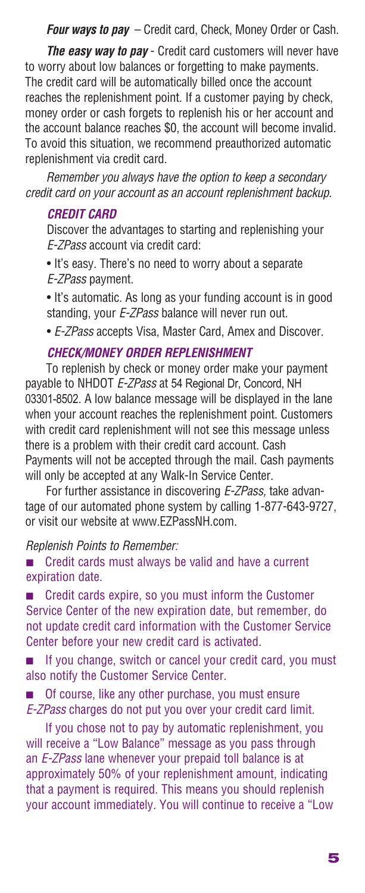***Four ways to pay*** – Credit card, Check, Money Order or Cash.

***The easy way to pay*** - Credit card customers will never have to worry about low balances or forgetting to make payments. The credit card will be automatically billed once the account reaches the replenishment point. If a customer paying by check, money order or cash forgets to replenish his or her account and the account balance reaches $0, the account will become invalid. To avoid this situation, we recommend preauthorized automatic replenishment via credit card.

*Remember you always have the option to keep a secondary credit card on your account as an account replenishment backup.*

### *CREDIT CARD*

Discover the advantages to starting and replenishing your *E-ZPass* account via credit card:

- It's easy. There's no need to worry about a separate *E-ZPass* payment.
- It's automatic. As long as your funding account is in good standing, your *E-ZPass* balance will never run out.
- *E-ZPass* accepts Visa, Master Card, Amex and Discover.

### *CHECK/MONEY ORDER REPLENISHMENT*

To replenish by check or money order make your payment payable to NHDOT *E-ZPass* at 54 Regional Dr, Concord, NH 03301-8502. A low balance message will be displayed in the lane when your account reaches the replenishment point. Customers with credit card replenishment will not see this message unless there is a problem with their credit card account. Cash Payments will not be accepted through the mail. Cash payments will only be accepted at any Walk-In Service Center.

For further assistance in discovering *E-ZPass,* take advantage of our automated phone system by calling 1-877-643-9727, or visit our website at www.EZPassNH.com.

*Replenish Points to Remember:*

- Credit cards must always be valid and have a current expiration date.
- Credit cards expire, so you must inform the Customer Service Center of the new expiration date, but remember, do not update credit card information with the Customer Service Center before your new credit card is activated.
- If you change, switch or cancel your credit card, you must also notify the Customer Service Center.
- Of course, like any other purchase, you must ensure *E-ZPass* charges do not put you over your credit card limit.

If you chose not to pay by automatic replenishment, you will receive a "Low Balance" message as you pass through an *E-ZPass* lane whenever your prepaid toll balance is at approximately 50% of your replenishment amount, indicating that a payment is required. This means you should replenish your account immediately. You will continue to receive a "Low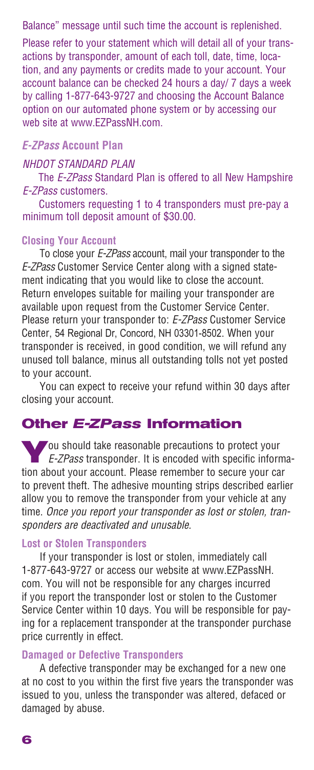Balance" message until such time the account is replenished.

Please refer to your statement which will detail all of your transactions by transponder, amount of each toll, date, time, location, and any payments or credits made to your account. Your account balance can be checked 24 hours a day/ 7 days a week by calling 1-877-643-9727 and choosing the Account Balance option on our automated phone system or by accessing our web site at www.EZPassNH.com.

### *E-ZPass* Account Plan

*NHDOT STANDARD PLAN*

The *E-ZPass* Standard Plan is offered to all New Hampshire *E-ZPass* customers.

Customers requesting 1 to 4 transponders must pre-pay a minimum toll deposit amount of $30.00.

#### Closing Your Account

To close your *E-ZPass* account, mail your transponder to the *E-ZPass* Customer Service Center along with a signed statement indicating that you would like to close the account. Return envelopes suitable for mailing your transponder are available upon request from the Customer Service Center. Please return your transponder to: *E-ZPass* Customer Service Center, 54 Regional Dr, Concord, NH 03301-8502. When your transponder is received, in good condition, we will refund any unused toll balance, minus all outstanding tolls not yet posted to your account.

You can expect to receive your refund within 30 days after closing your account.

## Other *E-ZPass* Information

You should take reasonable precautions to protect your *E-ZPass* transponder. It is encoded with specific information about your account. Please remember to secure your car to prevent theft. The adhesive mounting strips described earlier allow you to remove the transponder from your vehicle at any time. *Once you report your transponder as lost or stolen, transponders are deactivated and unusable.*

#### Lost or Stolen Transponders

If your transponder is lost or stolen, immediately call 1-877-643-9727 or access our website at www.EZPassNH.com. You will not be responsible for any charges incurred if you report the transponder lost or stolen to the Customer Service Center within 10 days. You will be responsible for paying for a replacement transponder at the transponder purchase price currently in effect.

#### Damaged or Defective Transponders

A defective transponder may be exchanged for a new one at no cost to you within the first five years the transponder was issued to you, unless the transponder was altered, defaced or damaged by abuse.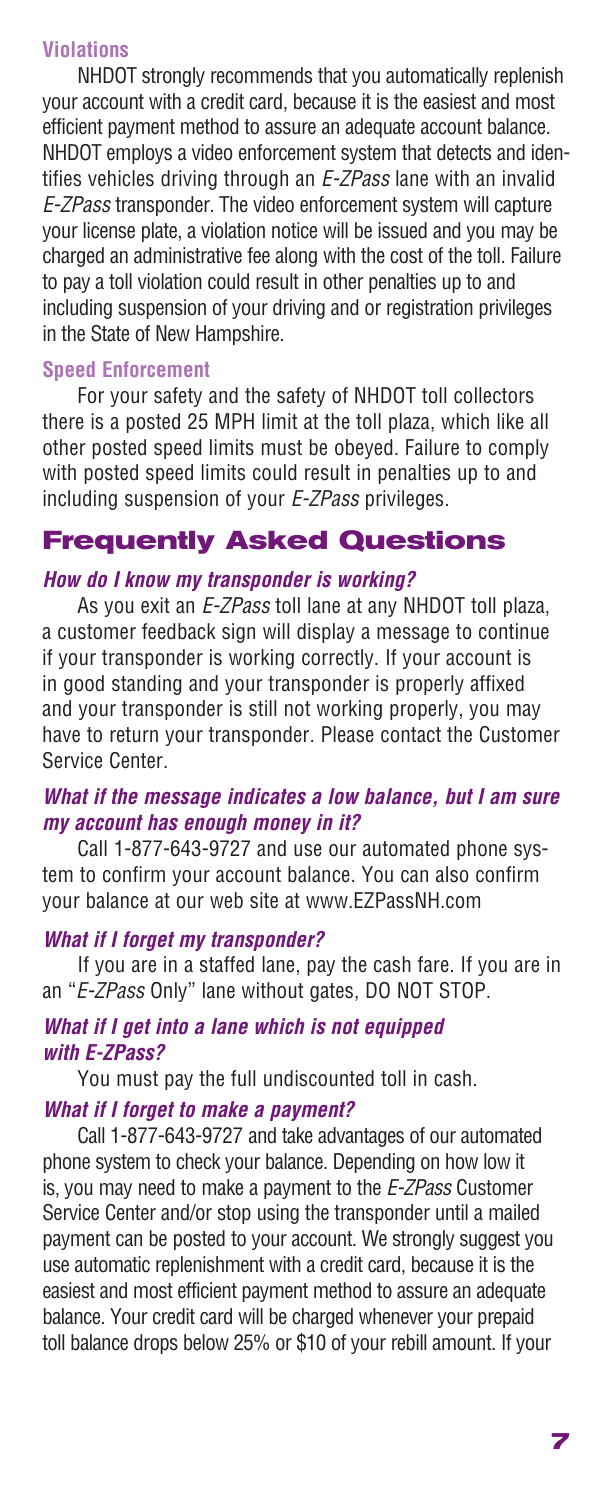### Violations

NHDOT strongly recommends that you automatically replenish your account with a credit card, because it is the easiest and most efficient payment method to assure an adequate account balance. NHDOT employs a video enforcement system that detects and identifies vehicles driving through an *E-ZPass* lane with an invalid *E-ZPass* transponder. The video enforcement system will capture your license plate, a violation notice will be issued and you may be charged an administrative fee along with the cost of the toll. Failure to pay a toll violation could result in other penalties up to and including suspension of your driving and or registration privileges in the State of New Hampshire.

### Speed Enforcement

For your safety and the safety of NHDOT toll collectors there is a posted 25 MPH limit at the toll plaza, which like all other posted speed limits must be obeyed. Failure to comply with posted speed limits could result in penalties up to and including suspension of your *E-ZPass* privileges.

## Frequently Asked Questions

***How do I know my transponder is working?***

As you exit an *E-ZPass* toll lane at any NHDOT toll plaza, a customer feedback sign will display a message to continue if your transponder is working correctly. If your account is in good standing and your transponder is properly affixed and your transponder is still not working properly, you may have to return your transponder. Please contact the Customer Service Center.

***What if the message indicates a low balance, but I am sure my account has enough money in it?***

Call 1-877-643-9727 and use our automated phone system to confirm your account balance. You can also confirm your balance at our web site at www.EZPassNH.com

***What if I forget my transponder?***

If you are in a staffed lane, pay the cash fare. If you are in an "*E-ZPass* Only" lane without gates, DO NOT STOP.

***What if I get into a lane which is not equipped with E-ZPass?***

You must pay the full undiscounted toll in cash.

***What if I forget to make a payment?***

Call 1-877-643-9727 and take advantages of our automated phone system to check your balance. Depending on how low it is, you may need to make a payment to the *E-ZPass* Customer Service Center and/or stop using the transponder until a mailed payment can be posted to your account. We strongly suggest you use automatic replenishment with a credit card, because it is the easiest and most efficient payment method to assure an adequate balance. Your credit card will be charged whenever your prepaid toll balance drops below 25% or $10 of your rebill amount. If your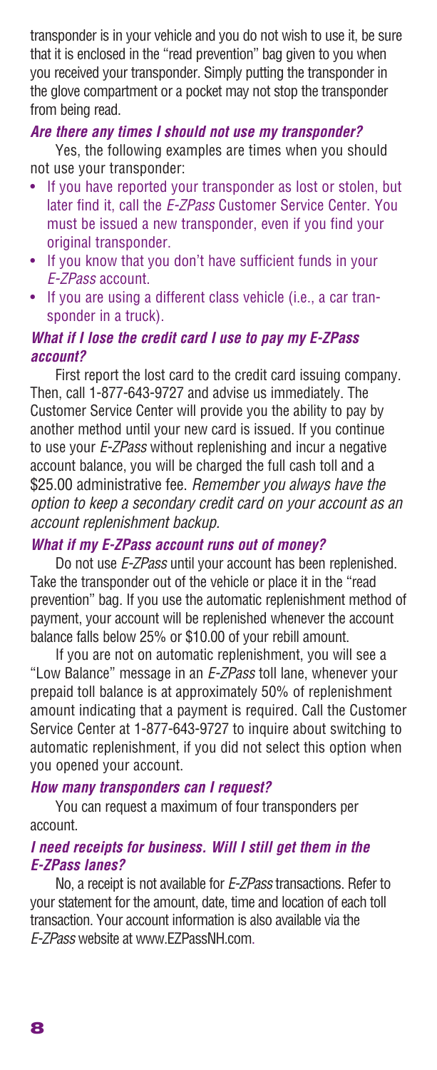transponder is in your vehicle and you do not wish to use it, be sure that it is enclosed in the "read prevention" bag given to you when you received your transponder. Simply putting the transponder in the glove compartment or a pocket may not stop the transponder from being read.

### *Are there any times I should not use my transponder?*

Yes, the following examples are times when you should not use your transponder:

- If you have reported your transponder as lost or stolen, but later find it, call the *E-ZPass* Customer Service Center. You must be issued a new transponder, even if you find your original transponder.
- If you know that you don't have sufficient funds in your *E-ZPass* account.
- If you are using a different class vehicle (i.e., a car transponder in a truck).

### *What if I lose the credit card I use to pay my E-ZPass account?*

First report the lost card to the credit card issuing company. Then, call 1-877-643-9727 and advise us immediately. The Customer Service Center will provide you the ability to pay by another method until your new card is issued. If you continue to use your *E-ZPass* without replenishing and incur a negative account balance, you will be charged the full cash toll and a \$25.00 administrative fee. *Remember you always have the option to keep a secondary credit card on your account as an account replenishment backup.*

### *What if my E-ZPass account runs out of money?*

Do not use *E-ZPass* until your account has been replenished. Take the transponder out of the vehicle or place it in the "read prevention" bag. If you use the automatic replenishment method of payment, your account will be replenished whenever the account balance falls below 25% or \$10.00 of your rebill amount.

If you are not on automatic replenishment, you will see a "Low Balance" message in an *E-ZPass* toll lane, whenever your prepaid toll balance is at approximately 50% of replenishment amount indicating that a payment is required. Call the Customer Service Center at 1-877-643-9727 to inquire about switching to automatic replenishment, if you did not select this option when you opened your account.

### *How many transponders can I request?*

You can request a maximum of four transponders per account.

### *I need receipts for business. Will I still get them in the E-ZPass lanes?*

No, a receipt is not available for *E-ZPass* transactions. Refer to your statement for the amount, date, time and location of each toll transaction. Your account information is also available via the *E-ZPass* website at www.EZPassNH.com.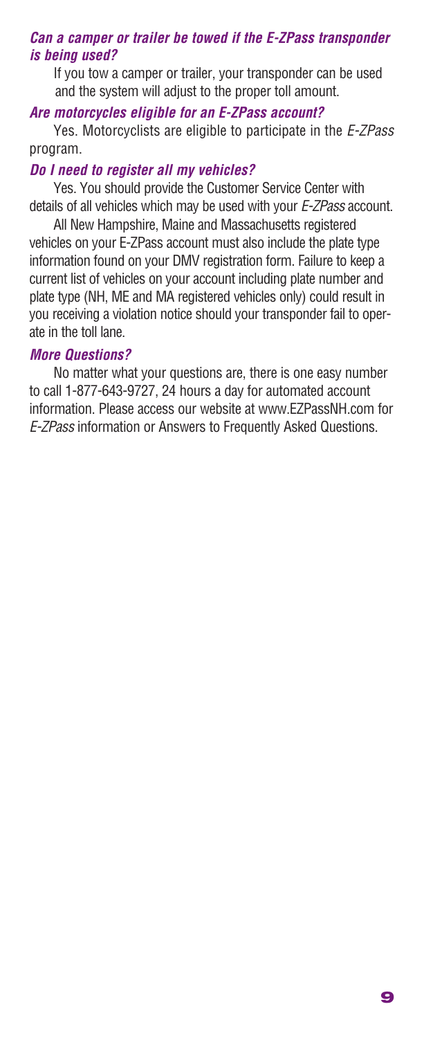***Can a camper or trailer be towed if the E-ZPass transponder is being used?***

If you tow a camper or trailer, your transponder can be used and the system will adjust to the proper toll amount.

***Are motorcycles eligible for an E-ZPass account?***

Yes. Motorcyclists are eligible to participate in the *E-ZPass* program.

***Do I need to register all my vehicles?***

Yes. You should provide the Customer Service Center with details of all vehicles which may be used with your *E-ZPass* account.

All New Hampshire, Maine and Massachusetts registered vehicles on your E-ZPass account must also include the plate type information found on your DMV registration form. Failure to keep a current list of vehicles on your account including plate number and plate type (NH, ME and MA registered vehicles only) could result in you receiving a violation notice should your transponder fail to operate in the toll lane.

***More Questions?***

No matter what your questions are, there is one easy number to call 1-877-643-9727, 24 hours a day for automated account information. Please access our website at www.EZPassNH.com for *E-ZPass* information or Answers to Frequently Asked Questions.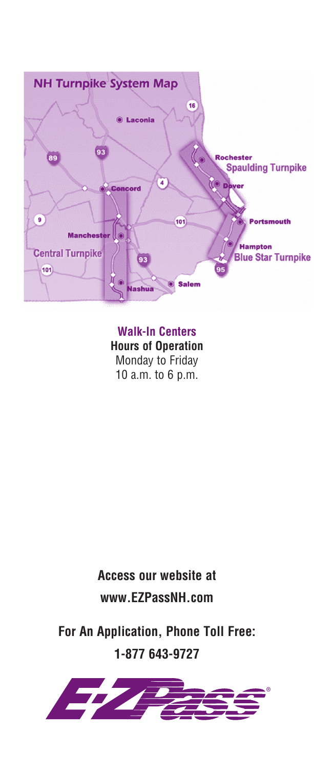NH Turnpike System Map

16

Laconia

89

93

Rochester

Spaulding Turnpike

4

Concord

Dover

9

101

Portsmouth

Manchester

Hampton

Central Turnpike

93

Blue Star Turnpike

101

95

Nashua

Salem

**Walk-In Centers**

**Hours of Operation**

Monday to Friday

10 a.m. to 6 p.m.

**Access our website at**

**www.EZPassNH.com**

**For An Application, Phone Toll Free:**

**1-877 643-9727**

E-ZPass®